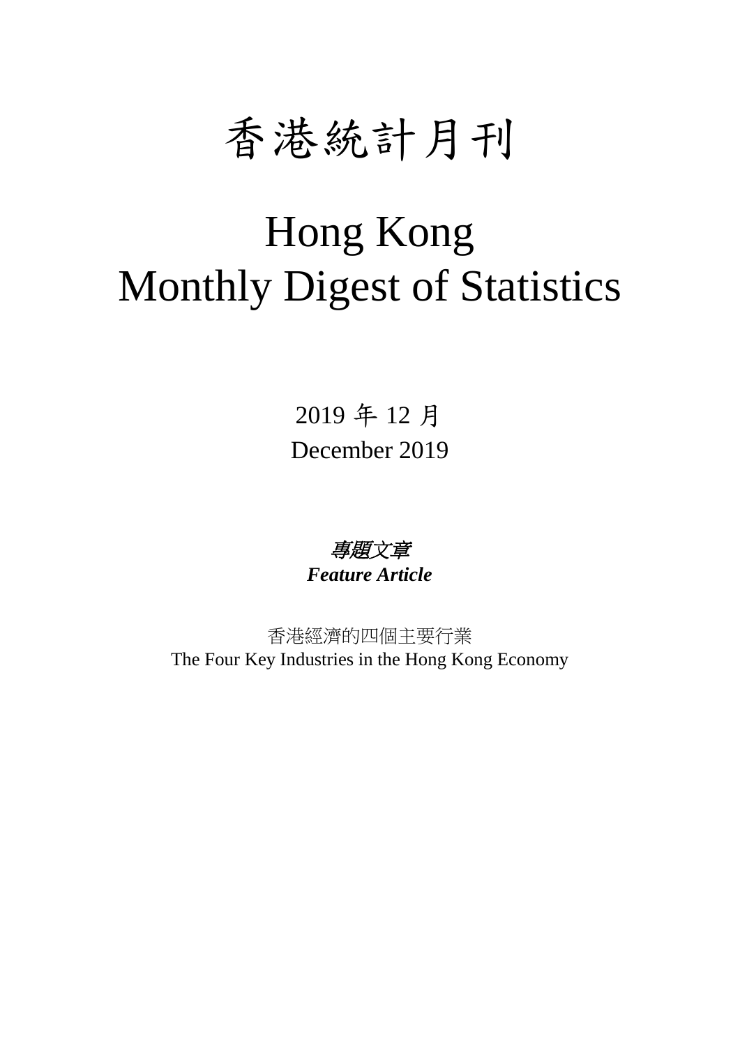# 香港統計月刊

# Hong Kong Monthly Digest of Statistics

2019 年 12 月

December 2019

***專題文章***

***Feature Article***

香港經濟的四個主要行業

The Four Key Industries in the Hong Kong Economy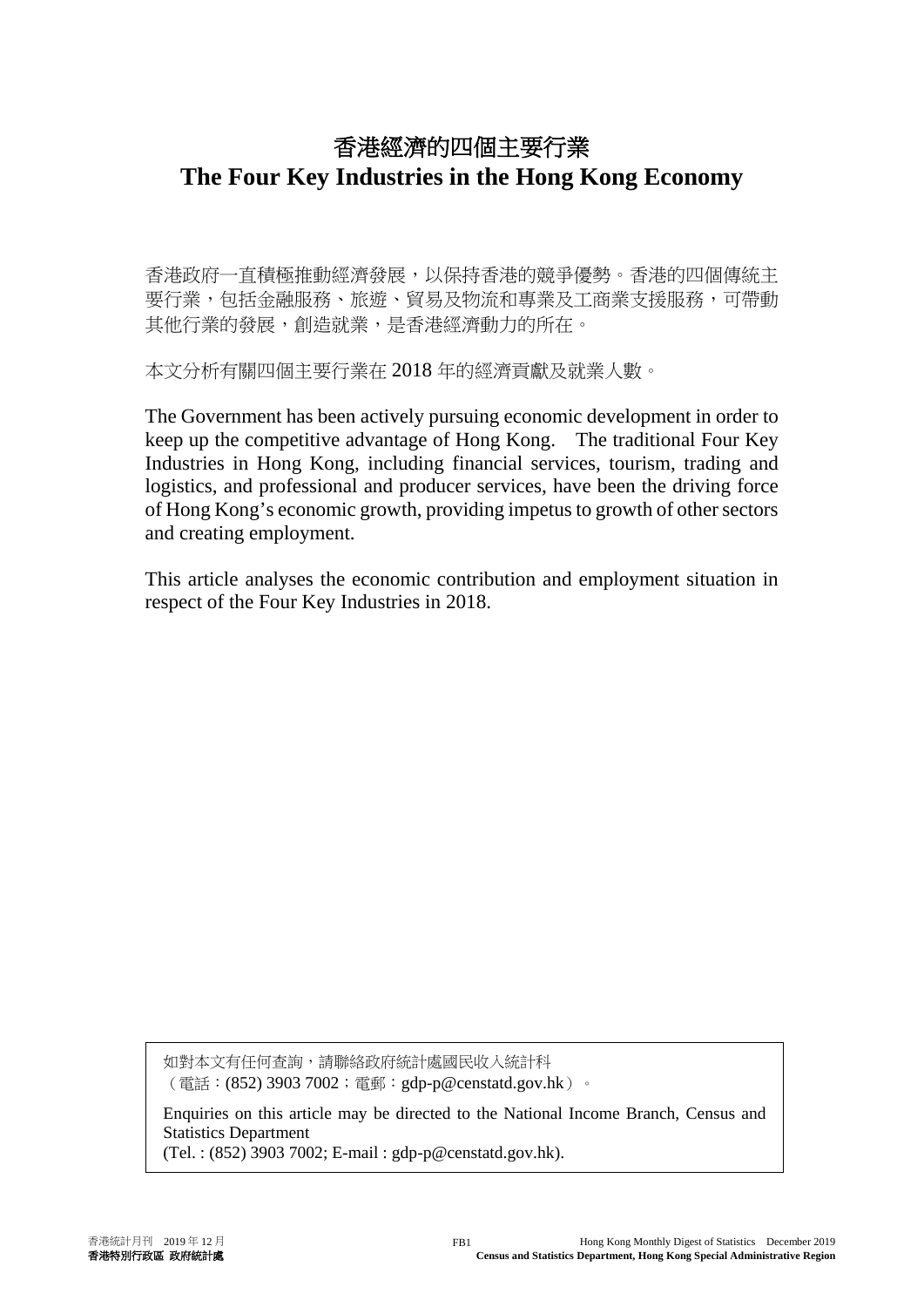# 香港經濟的四個主要行業
# The Four Key Industries in the Hong Kong Economy

香港政府一直積極推動經濟發展，以保持香港的競爭優勢。香港的四個傳統主要行業，包括金融服務、旅遊、貿易及物流和專業及工商業支援服務，可帶動其他行業的發展，創造就業，是香港經濟動力的所在。

本文分析有關四個主要行業在 2018 年的經濟貢獻及就業人數。

The Government has been actively pursuing economic development in order to keep up the competitive advantage of Hong Kong. The traditional Four Key Industries in Hong Kong, including financial services, tourism, trading and logistics, and professional and producer services, have been the driving force of Hong Kong's economic growth, providing impetus to growth of other sectors and creating employment.

This article analyses the economic contribution and employment situation in respect of the Four Key Industries in 2018.

如對本文有任何查詢，請聯絡政府統計處國民收入統計科
（電話：(852) 3903 7002；電郵：gdp-p@censtatd.gov.hk）。

Enquiries on this article may be directed to the National Income Branch, Census and Statistics Department
(Tel. : (852) 3903 7002; E-mail : gdp-p@censtatd.gov.hk).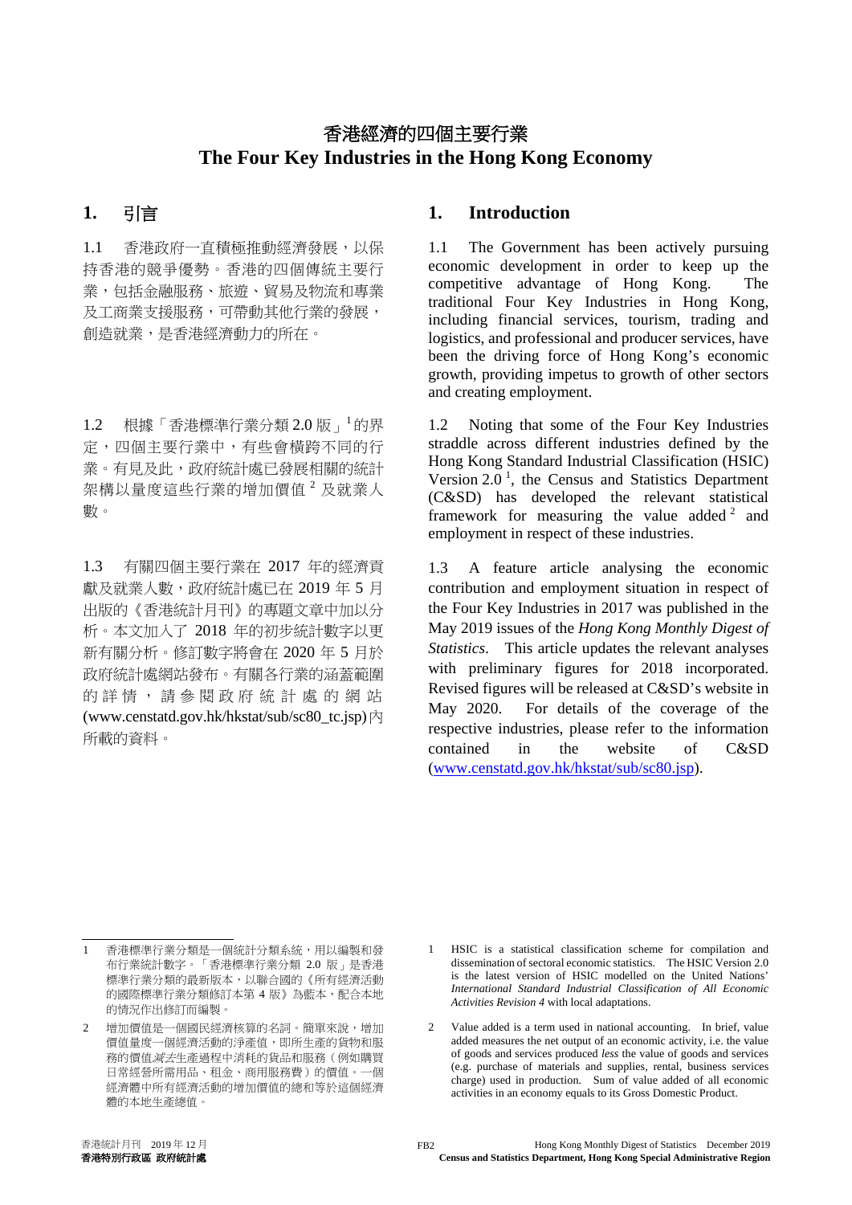# 香港經濟的四個主要行業

# The Four Key Industries in the Hong Kong Economy

## 1. 引言

1.1 香港政府一直積極推動經濟發展，以保持香港的競爭優勢。香港的四個傳統主要行業，包括金融服務、旅遊、貿易及物流和專業及工商業支援服務，可帶動其他行業的發展，創造就業，是香港經濟動力的所在。

1.2 根據「香港標準行業分類 2.0 版」[1]的界定，四個主要行業中，有些會橫跨不同的行業。有見及此，政府統計處已發展相關的統計架構以量度這些行業的增加價值[2]及就業人數。

1.3 有關四個主要行業在 2017 年的經濟貢獻及就業人數，政府統計處已在 2019 年 5 月出版的《香港統計月刊》的專題文章中加以分析。本文加入了 2018 年的初步統計數字以更新有關分析。修訂數字將會在 2020 年 5 月於政府統計處網站發布。有關各行業的涵蓋範圍的詳情，請參閱政府統計處的網站 (www.censtatd.gov.hk/hkstat/sub/sc80_tc.jsp)內所載的資料。

## 1. Introduction

1.1 The Government has been actively pursuing economic development in order to keep up the competitive advantage of Hong Kong. The traditional Four Key Industries in Hong Kong, including financial services, tourism, trading and logistics, and professional and producer services, have been the driving force of Hong Kong's economic growth, providing impetus to growth of other sectors and creating employment.

1.2 Noting that some of the Four Key Industries straddle across different industries defined by the Hong Kong Standard Industrial Classification (HSIC) Version 2.0 [1], the Census and Statistics Department (C&SD) has developed the relevant statistical framework for measuring the value added [2] and employment in respect of these industries.

1.3 A feature article analysing the economic contribution and employment situation in respect of the Four Key Industries in 2017 was published in the May 2019 issues of the *Hong Kong Monthly Digest of Statistics*. This article updates the relevant analyses with preliminary figures for 2018 incorporated. Revised figures will be released at C&SD's website in May 2020. For details of the coverage of the respective industries, please refer to the information contained in the website of C&SD (www.censtatd.gov.hk/hkstat/sub/sc80.jsp).

---

1 香港標準行業分類是一個統計分類系統，用以編製和發布行業統計數字。「香港標準行業分類 2.0 版」是香港標準行業分類的最新版本，以聯合國的《所有經濟活動的國際標準行業分類修訂本第 4 版》為藍本，配合本地的情況作出修訂而編製。

2 增加價值是一個國民經濟核算的名詞。簡單來說，增加價值量度一個經濟活動的淨產值，即所生產的貨物和服務的價值*減去*生產過程中消耗的貨品和服務（例如購買日常經營所需用品、租金、商用服務費）的價值。一個經濟體中所有經濟活動的增加價值的總和等於這個經濟體的本地生產總值。

1 HSIC is a statistical classification scheme for compilation and dissemination of sectoral economic statistics. The HSIC Version 2.0 is the latest version of HSIC modelled on the United Nations' *International Standard Industrial Classification of All Economic Activities Revision 4* with local adaptations.

2 Value added is a term used in national accounting. In brief, value added measures the net output of an economic activity, i.e. the value of goods and services produced *less* the value of goods and services (e.g. purchase of materials and supplies, rental, business services charge) used in production. Sum of value added of all economic activities in an economy equals to its Gross Domestic Product.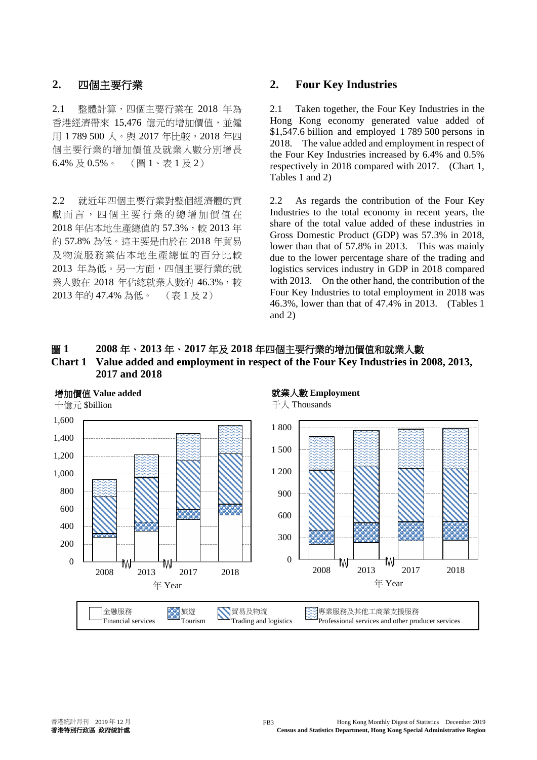## 2. 四個主要行業

2.1 整體計算，四個主要行業在 2018 年為香港經濟帶來 15,476 億元的增加價值，並僱用 1 789 500 人。與 2017 年比較，2018 年四個主要行業的增加價值及就業人數分別增長 6.4% 及 0.5%。 （圖 1、表 1 及 2）

2.2 就近年四個主要行業對整個經濟體的貢獻而言，四個主要行業的總增加價值在 2018 年佔本地生產總值的 57.3%，較 2013 年的 57.8% 為低。這主要是由於在 2018 年貿易及物流服務業佔本地生產總值的百分比較 2013 年為低。另一方面，四個主要行業的就業人數在 2018 年佔總就業人數的 46.3%，較 2013 年的 47.4% 為低。 （表 1 及 2）

## 2. Four Key Industries

2.1 Taken together, the Four Key Industries in the Hong Kong economy generated value added of $1,547.6 billion and employed 1 789 500 persons in 2018. The value added and employment in respect of the Four Key Industries increased by 6.4% and 0.5% respectively in 2018 compared with 2017. (Chart 1, Tables 1 and 2)

2.2 As regards the contribution of the Four Key Industries to the total economy in recent years, the share of the total value added of these industries in Gross Domestic Product (GDP) was 57.3% in 2018, lower than that of 57.8% in 2013. This was mainly due to the lower percentage share of the trading and logistics services industry in GDP in 2018 compared with 2013. On the other hand, the contribution of the Four Key Industries to total employment in 2018 was 46.3%, lower than that of 47.4% in 2013. (Tables 1 and 2)

**圖 1 2008 年、2013 年、2017 年及 2018 年四個主要行業的增加價值和就業人數**

**Chart 1 Value added and employment in respect of the Four Key Industries in 2008, 2013, 2017 and 2018**

**增加價值 Value added** 十億元 $billion

**就業人數 Employment** 千人 Thousands

年 Year

金融服務 Financial services | 旅遊 Tourism | 貿易及物流 Trading and logistics | 專業服務及其他工商業支援服務 Professional services and other producer services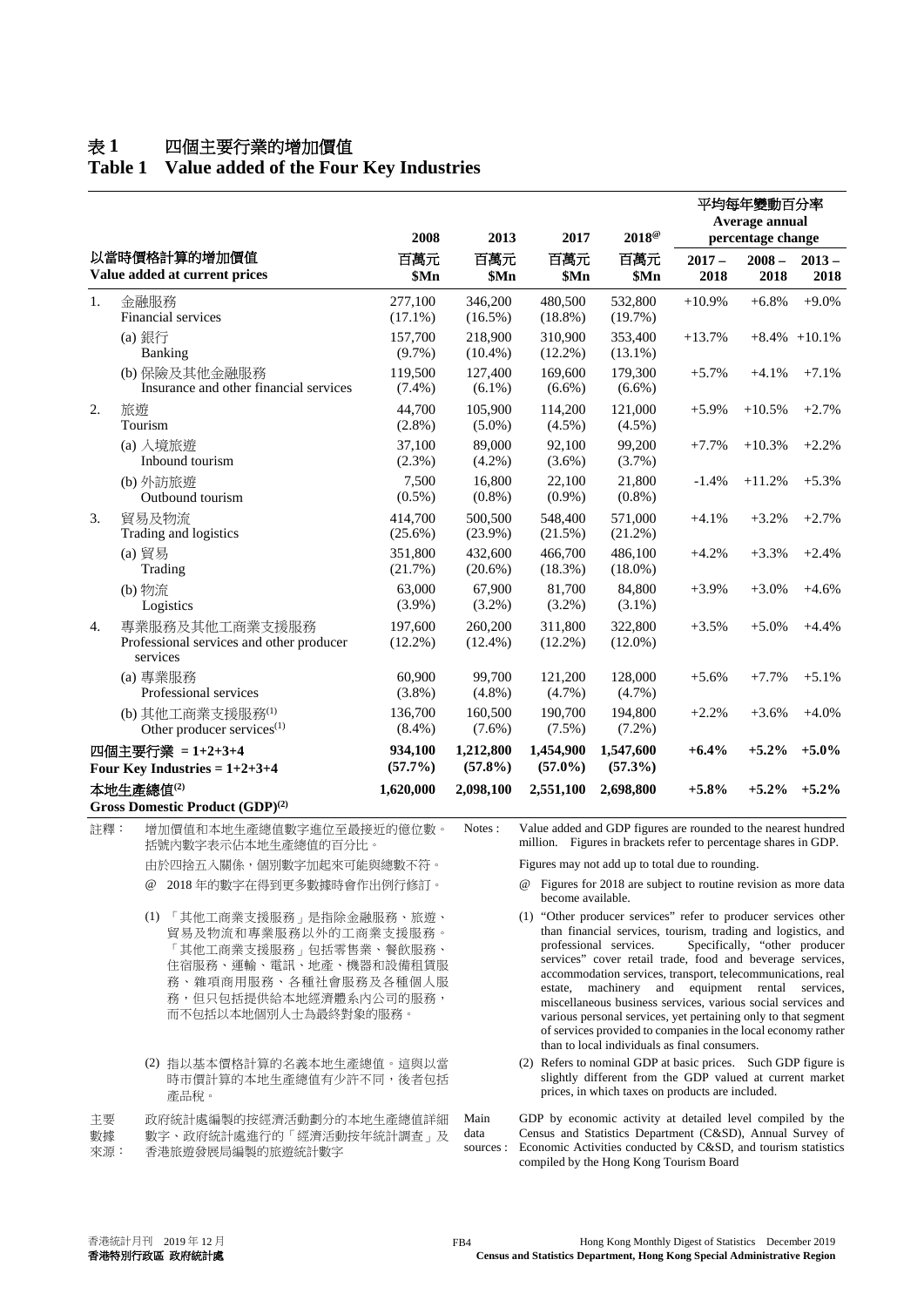# 表 1　四個主要行業的增加價值
# Table 1　Value added of the Four Key Industries

| 以當時價格計算的增加價值 Value added at current prices | 2008 百萬元 \$Mn | 2013 百萬元 \$Mn | 2017 百萬元 \$Mn | 2018@ 百萬元 \$Mn | 平均每年變動百分率 Average annual percentage change 2017 – 2018 | 2008 – 2018 | 2013 – 2018 |
|---|---|---|---|---|---|---|---|
| 1. 金融服務 Financial services | 277,100 (17.1%) | 346,200 (16.5%) | 480,500 (18.8%) | 532,800 (19.7%) | +10.9% | +6.8% | +9.0% |
| (a) 銀行 Banking | 157,700 (9.7%) | 218,900 (10.4%) | 310,900 (12.2%) | 353,400 (13.1%) | +13.7% | +8.4% | +10.1% |
| (b) 保險及其他金融服務 Insurance and other financial services | 119,500 (7.4%) | 127,400 (6.1%) | 169,600 (6.6%) | 179,300 (6.6%) | +5.7% | +4.1% | +7.1% |
| 2. 旅遊 Tourism | 44,700 (2.8%) | 105,900 (5.0%) | 114,200 (4.5%) | 121,000 (4.5%) | +5.9% | +10.5% | +2.7% |
| (a) 入境旅遊 Inbound tourism | 37,100 (2.3%) | 89,000 (4.2%) | 92,100 (3.6%) | 99,200 (3.7%) | +7.7% | +10.3% | +2.2% |
| (b) 外訪旅遊 Outbound tourism | 7,500 (0.5%) | 16,800 (0.8%) | 22,100 (0.9%) | 21,800 (0.8%) | -1.4% | +11.2% | +5.3% |
| 3. 貿易及物流 Trading and logistics | 414,700 (25.6%) | 500,500 (23.9%) | 548,400 (21.5%) | 571,000 (21.2%) | +4.1% | +3.2% | +2.7% |
| (a) 貿易 Trading | 351,800 (21.7%) | 432,600 (20.6%) | 466,700 (18.3%) | 486,100 (18.0%) | +4.2% | +3.3% | +2.4% |
| (b) 物流 Logistics | 63,000 (3.9%) | 67,900 (3.2%) | 81,700 (3.2%) | 84,800 (3.1%) | +3.9% | +3.0% | +4.6% |
| 4. 專業服務及其他工商業支援服務 Professional services and other producer services | 197,600 (12.2%) | 260,200 (12.4%) | 311,800 (12.2%) | 322,800 (12.0%) | +3.5% | +5.0% | +4.4% |
| (a) 專業服務 Professional services | 60,900 (3.8%) | 99,700 (4.8%) | 121,200 (4.7%) | 128,000 (4.7%) | +5.6% | +7.7% | +5.1% |
| (b) 其他工商業支援服務(1) Other producer services(1) | 136,700 (8.4%) | 160,500 (7.6%) | 190,700 (7.5%) | 194,800 (7.2%) | +2.2% | +3.6% | +4.0% |
| **四個主要行業 = 1+2+3+4 Four Key Industries = 1+2+3+4** | **934,100 (57.7%)** | **1,212,800 (57.8%)** | **1,454,900 (57.0%)** | **1,547,600 (57.3%)** | **+6.4%** | **+5.2%** | **+5.0%** |
| **本地生產總值(2) Gross Domestic Product (GDP)(2)** | **1,620,000** | **2,098,100** | **2,551,100** | **2,698,800** | **+5.8%** | **+5.2%** | **+5.2%** |

註釋：增加價值和本地生產總值數字進位至最接近的億位數。括號內數字表示佔本地生產總值的百分比。

由於四捨五入關係，個別數字加起來可能與總數不符。

@ 2018 年的數字在得到更多數據時會作出例行修訂。

(1) 「其他工商業支援服務」是指除金融服務、旅遊、貿易及物流和專業服務以外的工商業支援服務。「其他工商業支援服務」包括零售業、餐飲服務、住宿服務、運輸、電訊、地產、機器和設備租賃服務、雜項商用服務、各種社會服務及各種個人服務，但只包括提供給本地經濟體系內公司的服務，而不包括以本地個別人士為最終對象的服務。

(2) 指以基本價格計算的名義本地生產總值。這與以當時市價計算的本地生產總值有少許不同，後者包括產品稅。

主要數據來源：政府統計處編製的按經濟活動劃分的本地生產總值詳細數字、政府統計處進行的「經濟活動按年統計調查」及香港旅遊發展局編製的旅遊統計數字

Notes : Value added and GDP figures are rounded to the nearest hundred million. Figures in brackets refer to percentage shares in GDP.

Figures may not add up to total due to rounding.

@ Figures for 2018 are subject to routine revision as more data become available.

(1) "Other producer services" refer to producer services other than financial services, tourism, trading and logistics, and professional services. Specifically, "other producer services" cover retail trade, food and beverage services, accommodation services, transport, telecommunications, real estate, machinery and equipment rental services, miscellaneous business services, various social services and various personal services, yet pertaining only to that segment of services provided to companies in the local economy rather than to local individuals as final consumers.

(2) Refers to nominal GDP at basic prices. Such GDP figure is slightly different from the GDP valued at current market prices, in which taxes on products are included.

Main data sources : GDP by economic activity at detailed level compiled by the Census and Statistics Department (C&SD), Annual Survey of Economic Activities conducted by C&SD, and tourism statistics compiled by the Hong Kong Tourism Board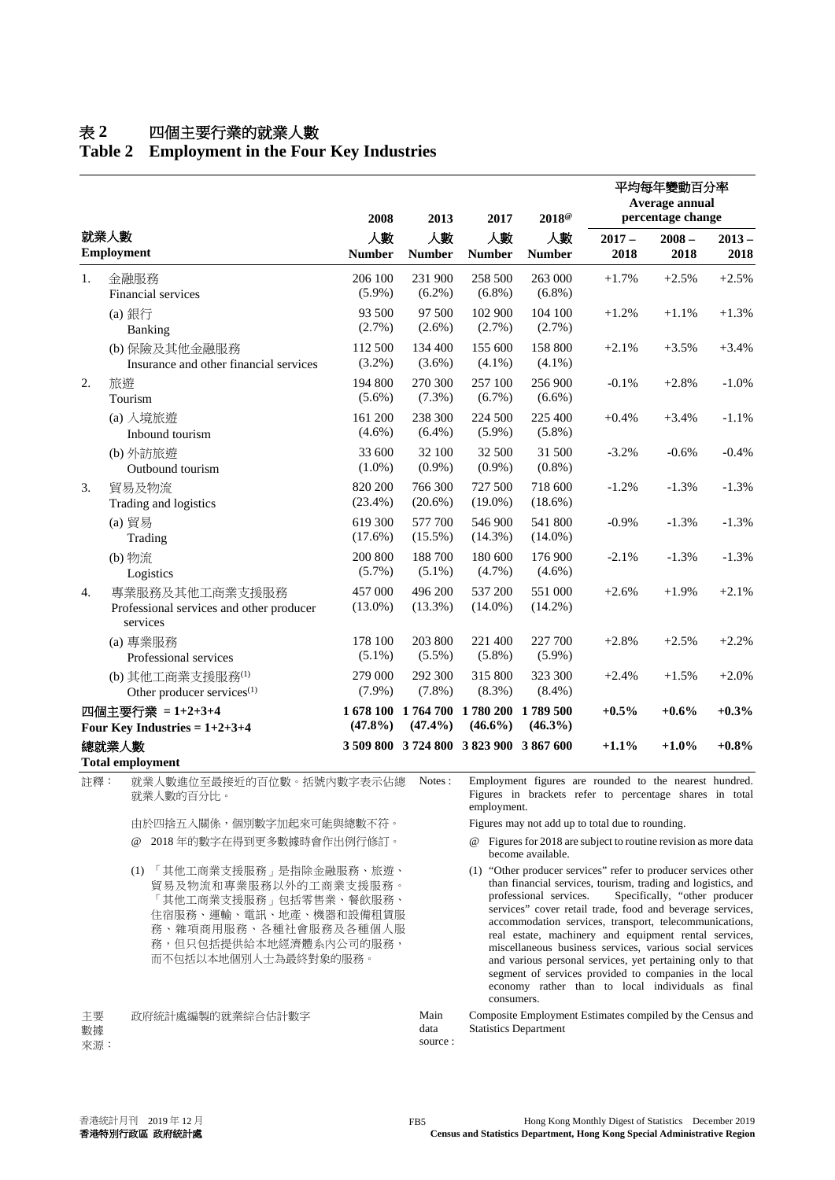# 表 2　四個主要行業的就業人數
# Table 2　Employment in the Four Key Industries

| 就業人數 Employment | 2008 人數 Number | 2013 人數 Number | 2017 人數 Number | 2018@ 人數 Number | 平均每年變動百分率 Average annual percentage change 2017 – 2018 | 2008 – 2018 | 2013 – 2018 |
|---|---|---|---|---|---|---|---|
| 1. 金融服務 Financial services | 206 100 (5.9%) | 231 900 (6.2%) | 258 500 (6.8%) | 263 000 (6.8%) | +1.7% | +2.5% | +2.5% |
| (a) 銀行 Banking | 93 500 (2.7%) | 97 500 (2.6%) | 102 900 (2.7%) | 104 100 (2.7%) | +1.2% | +1.1% | +1.3% |
| (b) 保險及其他金融服務 Insurance and other financial services | 112 500 (3.2%) | 134 400 (3.6%) | 155 600 (4.1%) | 158 800 (4.1%) | +2.1% | +3.5% | +3.4% |
| 2. 旅遊 Tourism | 194 800 (5.6%) | 270 300 (7.3%) | 257 100 (6.7%) | 256 900 (6.6%) | -0.1% | +2.8% | -1.0% |
| (a) 入境旅遊 Inbound tourism | 161 200 (4.6%) | 238 300 (6.4%) | 224 500 (5.9%) | 225 400 (5.8%) | +0.4% | +3.4% | -1.1% |
| (b) 外訪旅遊 Outbound tourism | 33 600 (1.0%) | 32 100 (0.9%) | 32 500 (0.9%) | 31 500 (0.8%) | -3.2% | -0.6% | -0.4% |
| 3. 貿易及物流 Trading and logistics | 820 200 (23.4%) | 766 300 (20.6%) | 727 500 (19.0%) | 718 600 (18.6%) | -1.2% | -1.3% | -1.3% |
| (a) 貿易 Trading | 619 300 (17.6%) | 577 700 (15.5%) | 546 900 (14.3%) | 541 800 (14.0%) | -0.9% | -1.3% | -1.3% |
| (b) 物流 Logistics | 200 800 (5.7%) | 188 700 (5.1%) | 180 600 (4.7%) | 176 900 (4.6%) | -2.1% | -1.3% | -1.3% |
| 4. 專業服務及其他工商業支援服務 Professional services and other producer services | 457 000 (13.0%) | 496 200 (13.3%) | 537 200 (14.0%) | 551 000 (14.2%) | +2.6% | +1.9% | +2.1% |
| (a) 專業服務 Professional services | 178 100 (5.1%) | 203 800 (5.5%) | 221 400 (5.8%) | 227 700 (5.9%) | +2.8% | +2.5% | +2.2% |
| (b) 其他工商業支援服務[(1)] Other producer services[(1)] | 279 000 (7.9%) | 292 300 (7.8%) | 315 800 (8.3%) | 323 300 (8.4%) | +2.4% | +1.5% | +2.0% |
| **四個主要行業 = 1+2+3+4 Four Key Industries = 1+2+3+4** | **1 678 100 (47.8%)** | **1 764 700 (47.4%)** | **1 780 200 (46.6%)** | **1 789 500 (46.3%)** | **+0.5%** | **+0.6%** | **+0.3%** |
| **總就業人數 Total employment** | **3 509 800** | **3 724 800** | **3 823 900** | **3 867 600** | **+1.1%** | **+1.0%** | **+0.8%** |

註釋： 就業人數進位至最接近的百位數。括號內數字表示佔總就業人數的百分比。

由於四捨五入關係，個別數字加起來可能與總數不符。

@ 2018 年的數字在得到更多數據時會作出例行修訂。

(1) 「其他工商業支援服務」是指除金融服務、旅遊、貿易及物流和專業服務以外的工商業支援服務。「其他工商業支援服務」包括零售業、餐飲服務、住宿服務、運輸、電訊、地產、機器和設備租賃服務、雜項商用服務、各種社會服務及各種個人服務，但只包括提供給本地經濟體系內公司的服務，而不包括以本地個別人士為最終對象的服務。

Notes : Employment figures are rounded to the nearest hundred. Figures in brackets refer to percentage shares in total employment.

Figures may not add up to total due to rounding.

@ Figures for 2018 are subject to routine revision as more data become available.

(1) "Other producer services" refer to producer services other than financial services, tourism, trading and logistics, and professional services. Specifically, "other producer services" cover retail trade, food and beverage services, accommodation services, transport, telecommunications, real estate, machinery and equipment rental services, miscellaneous business services, various social services and various personal services, yet pertaining only to that segment of services provided to companies in the local economy rather than to local individuals as final consumers.

主要數據來源： 政府統計處編製的就業綜合估計數字

Main data source : Composite Employment Estimates compiled by the Census and Statistics Department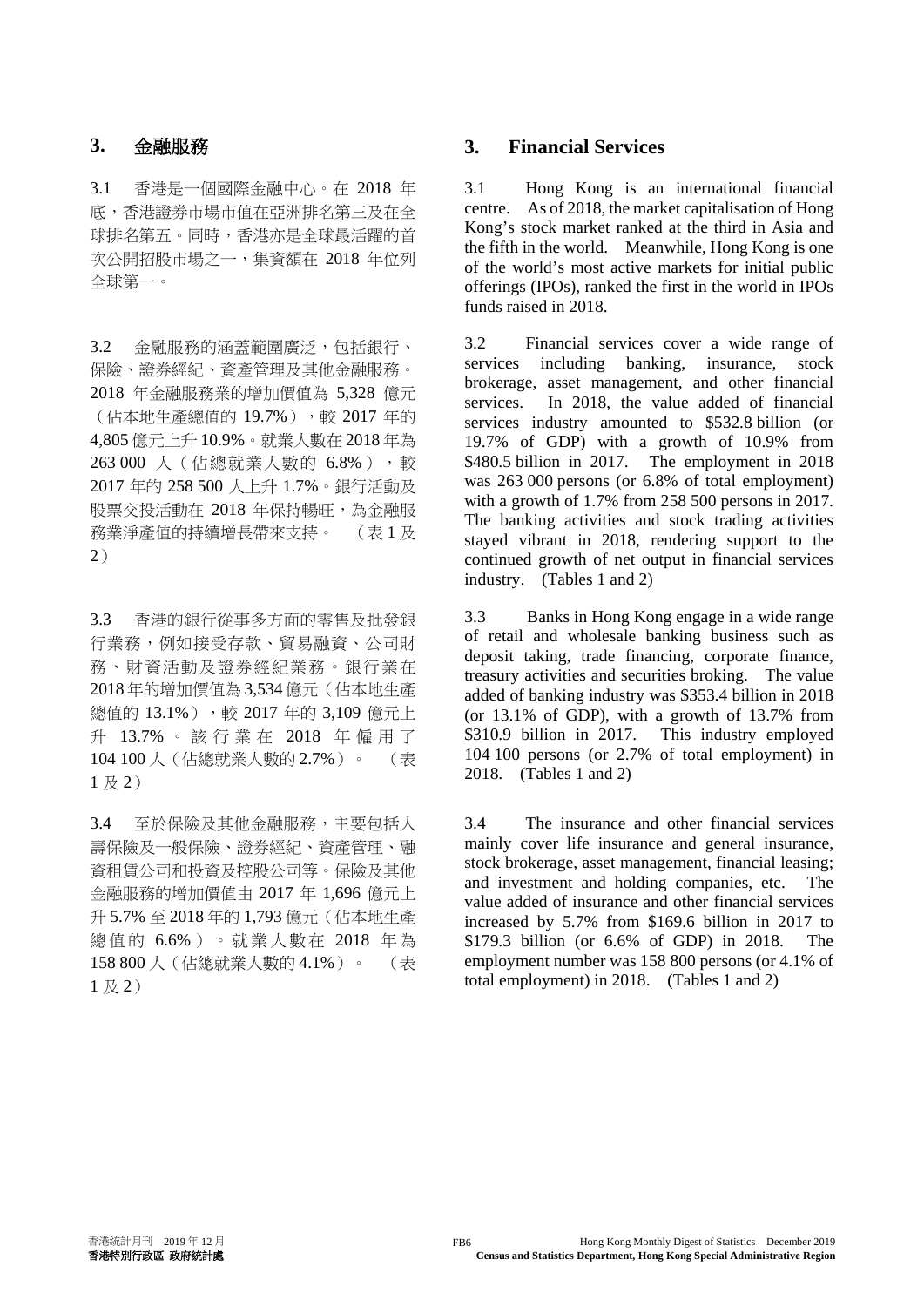## 3. 金融服務

3.1 香港是一個國際金融中心。在 2018 年底，香港證券市場市值在亞洲排名第三及在全球排名第五。同時，香港亦是全球最活躍的首次公開招股市場之一，集資額在 2018 年位列全球第一。

3.2 金融服務的涵蓋範圍廣泛，包括銀行、保險、證券經紀、資產管理及其他金融服務。2018 年金融服務業的增加價值為 5,328 億元（佔本地生產總值的 19.7%），較 2017 年的 4,805 億元上升 10.9%。就業人數在 2018 年為 263 000 人（佔總就業人數的 6.8%），較 2017 年的 258 500 人上升 1.7%。銀行活動及股票交投活動在 2018 年保持暢旺，為金融服務業淨產值的持續增長帶來支持。 （表 1 及 2）

3.3 香港的銀行從事多方面的零售及批發銀行業務，例如接受存款、貿易融資、公司財務、財資活動及證券經紀業務。銀行業在 2018 年的增加價值為 3,534 億元（佔本地生產總值的 13.1%），較 2017 年的 3,109 億元上升 13.7%。該行業在 2018 年僱用了 104 100 人（佔總就業人數的 2.7%）。 （表 1 及 2）

3.4 至於保險及其他金融服務，主要包括人壽保險及一般保險、證券經紀、資產管理、融資租賃公司和投資及控股公司等。保險及其他金融服務的增加價值由 2017 年 1,696 億元上升 5.7% 至 2018 年的 1,793 億元（佔本地生產總值的 6.6%）。就業人數在 2018 年為 158 800 人（佔總就業人數的 4.1%）。 （表 1 及 2）

## 3. Financial Services

3.1 Hong Kong is an international financial centre. As of 2018, the market capitalisation of Hong Kong's stock market ranked at the third in Asia and the fifth in the world. Meanwhile, Hong Kong is one of the world's most active markets for initial public offerings (IPOs), ranked the first in the world in IPOs funds raised in 2018.

3.2 Financial services cover a wide range of services including banking, insurance, stock brokerage, asset management, and other financial services. In 2018, the value added of financial services industry amounted to $532.8 billion (or 19.7% of GDP) with a growth of 10.9% from $480.5 billion in 2017. The employment in 2018 was 263 000 persons (or 6.8% of total employment) with a growth of 1.7% from 258 500 persons in 2017. The banking activities and stock trading activities stayed vibrant in 2018, rendering support to the continued growth of net output in financial services industry. (Tables 1 and 2)

3.3 Banks in Hong Kong engage in a wide range of retail and wholesale banking business such as deposit taking, trade financing, corporate finance, treasury activities and securities broking. The value added of banking industry was $353.4 billion in 2018 (or 13.1% of GDP), with a growth of 13.7% from $310.9 billion in 2017. This industry employed 104 100 persons (or 2.7% of total employment) in 2018. (Tables 1 and 2)

3.4 The insurance and other financial services mainly cover life insurance and general insurance, stock brokerage, asset management, financial leasing; and investment and holding companies, etc. The value added of insurance and other financial services increased by 5.7% from $169.6 billion in 2017 to $179.3 billion (or 6.6% of GDP) in 2018. The employment number was 158 800 persons (or 4.1% of total employment) in 2018. (Tables 1 and 2)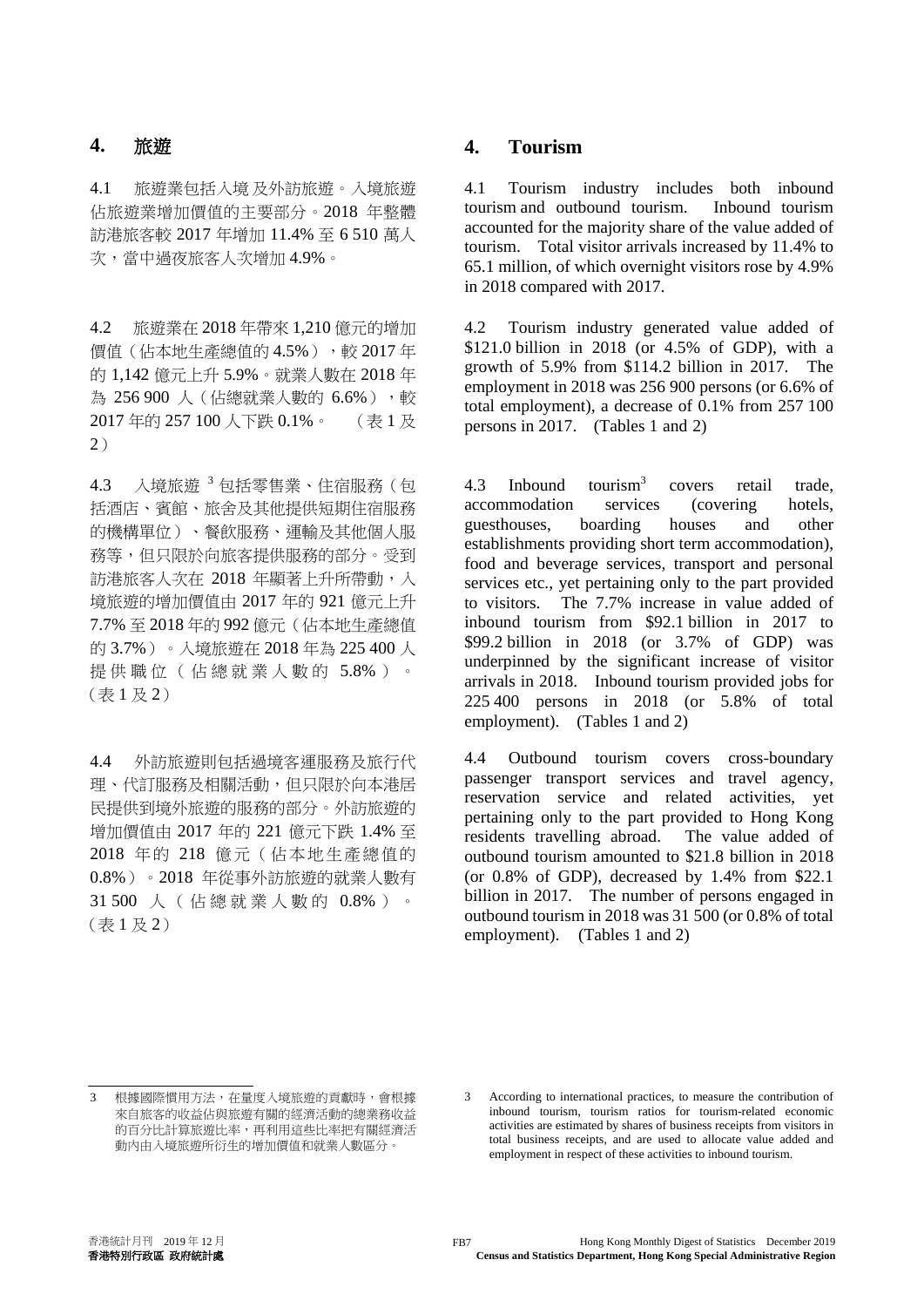## 4. 旅遊

4.1 旅遊業包括入境及外訪旅遊。入境旅遊佔旅遊業增加價值的主要部分。2018 年整體訪港旅客較 2017 年增加 11.4% 至 6 510 萬人次，當中過夜旅客人次增加 4.9%。

4.2 旅遊業在 2018 年帶來 1,210 億元的增加價值（佔本地生產總值的 4.5%），較 2017 年的 1,142 億元上升 5.9%。就業人數在 2018 年為 256 900 人（佔總就業人數的 6.6%），較 2017 年的 257 100 人下跌 0.1%。（表 1 及 2）

4.3 入境旅遊 [3] 包括零售業、住宿服務（包括酒店、賓館、旅舍及其他提供短期住宿服務的機構單位）、餐飲服務、運輸及其他個人服務等，但只限於向旅客提供服務的部分。受到訪港旅客人次在 2018 年顯著上升所帶動，入境旅遊的增加價值由 2017 年的 921 億元上升 7.7% 至 2018 年的 992 億元（佔本地生產總值的 3.7%）。入境旅遊在 2018 年為 225 400 人提供職位（佔總就業人數的 5.8%）。（表 1 及 2）

4.4 外訪旅遊則包括過境客運服務及旅行代理、代訂服務及相關活動，但只限於向本港居民提供到境外旅遊的服務的部分。外訪旅遊的增加價值由 2017 年的 221 億元下跌 1.4% 至 2018 年的 218 億元（佔本地生產總值的 0.8%）。2018 年從事外訪旅遊的就業人數有 31 500 人（佔總就業人數的 0.8%）。（表 1 及 2）

3 根據國際慣用方法，在量度入境旅遊的貢獻時，會根據來自旅客的收益佔與旅遊有關的經濟活動的總業務收益的百分比計算旅遊比率，再利用這些比率把有關經濟活動內由入境旅遊所衍生的增加價值和就業人數區分。

## 4. Tourism

4.1 Tourism industry includes both inbound tourism and outbound tourism. Inbound tourism accounted for the majority share of the value added of tourism. Total visitor arrivals increased by 11.4% to 65.1 million, of which overnight visitors rose by 4.9% in 2018 compared with 2017.

4.2 Tourism industry generated value added of $121.0 billion in 2018 (or 4.5% of GDP), with a growth of 5.9% from $114.2 billion in 2017. The employment in 2018 was 256 900 persons (or 6.6% of total employment), a decrease of 0.1% from 257 100 persons in 2017. (Tables 1 and 2)

4.3 Inbound tourism[3] covers retail trade, accommodation services (covering hotels, guesthouses, boarding houses and other establishments providing short term accommodation), food and beverage services, transport and personal services etc., yet pertaining only to the part provided to visitors. The 7.7% increase in value added of inbound tourism from $92.1 billion in 2017 to $99.2 billion in 2018 (or 3.7% of GDP) was underpinned by the significant increase of visitor arrivals in 2018. Inbound tourism provided jobs for 225 400 persons in 2018 (or 5.8% of total employment). (Tables 1 and 2)

4.4 Outbound tourism covers cross-boundary passenger transport services and travel agency, reservation service and related activities, yet pertaining only to the part provided to Hong Kong residents travelling abroad. The value added of outbound tourism amounted to $21.8 billion in 2018 (or 0.8% of GDP), decreased by 1.4% from $22.1 billion in 2017. The number of persons engaged in outbound tourism in 2018 was 31 500 (or 0.8% of total employment). (Tables 1 and 2)

3 According to international practices, to measure the contribution of inbound tourism, tourism ratios for tourism-related economic activities are estimated by shares of business receipts from visitors in total business receipts, and are used to allocate value added and employment in respect of these activities to inbound tourism.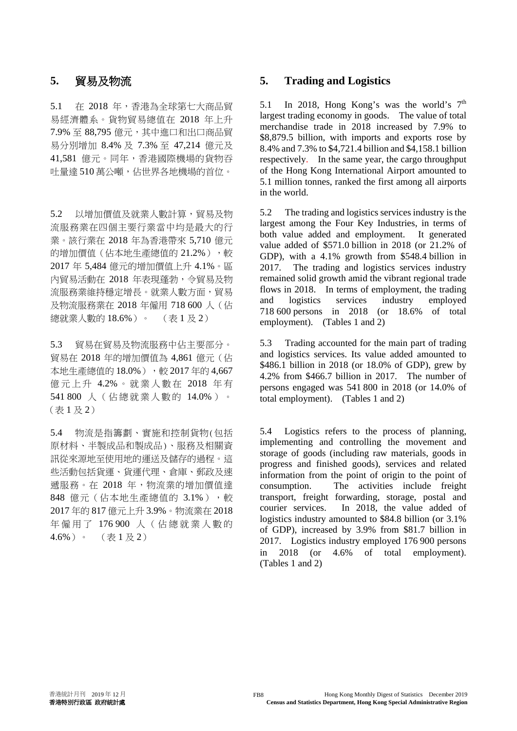## 5. 貿易及物流

5.1 在 2018 年，香港為全球第七大商品貿易經濟體系。貨物貿易總值在 2018 年上升 7.9% 至 88,795 億元，其中進口和出口商品貿易分別增加 8.4% 及 7.3% 至 47,214 億元及 41,581 億元。同年，香港國際機場的貨物吞吐量達 510 萬公噸，佔世界各地機場的首位。

5.2 以增加價值及就業人數計算，貿易及物流服務業在四個主要行業當中均是最大的行業。該行業在 2018 年為香港帶來 5,710 億元的增加價值（佔本地生產總值的 21.2%），較 2017 年 5,484 億元的增加價值上升 4.1%。區內貿易活動在 2018 年表現蓬勃，令貿易及物流服務業維持穩定增長。就業人數方面，貿易及物流服務業在 2018 年僱用 718 600 人（佔總就業人數的 18.6%）。 （表 1 及 2）

5.3 貿易在貿易及物流服務中佔主要部分。貿易在 2018 年的增加價值為 4,861 億元（佔本地生產總值的 18.0%），較 2017 年的 4,667 億元上升 4.2%。就業人數在 2018 年有 541 800 人（佔總就業人數的 14.0%）。（表 1 及 2）

5.4 物流是指籌劃、實施和控制貨物(包括原材料、半製成品和製成品)、服務及相關資訊從來源地至使用地的運送及儲存的過程。這些活動包括貨運、貨運代理、倉庫、郵政及速遞服務。在 2018 年，物流業的增加價值達 848 億元（佔本地生產總值的 3.1%），較 2017 年的 817 億元上升 3.9%。物流業在 2018 年僱用了 176 900 人（佔總就業人數的 4.6%）。 （表 1 及 2）

## 5. Trading and Logistics

5.1 In 2018, Hong Kong's was the world's 7th largest trading economy in goods. The value of total merchandise trade in 2018 increased by 7.9% to \$8,879.5 billion, with imports and exports rose by 8.4% and 7.3% to \$4,721.4 billion and \$4,158.1 billion respectively. In the same year, the cargo throughput of the Hong Kong International Airport amounted to 5.1 million tonnes, ranked the first among all airports in the world.

5.2 The trading and logistics services industry is the largest among the Four Key Industries, in terms of both value added and employment. It generated value added of \$571.0 billion in 2018 (or 21.2% of GDP), with a 4.1% growth from \$548.4 billion in 2017. The trading and logistics services industry remained solid growth amid the vibrant regional trade flows in 2018. In terms of employment, the trading and logistics services industry employed 718 600 persons in 2018 (or 18.6% of total employment). (Tables 1 and 2)

5.3 Trading accounted for the main part of trading and logistics services. Its value added amounted to \$486.1 billion in 2018 (or 18.0% of GDP), grew by 4.2% from \$466.7 billion in 2017. The number of persons engaged was 541 800 in 2018 (or 14.0% of total employment). (Tables 1 and 2)

5.4 Logistics refers to the process of planning, implementing and controlling the movement and storage of goods (including raw materials, goods in progress and finished goods), services and related information from the point of origin to the point of consumption. The activities include freight transport, freight forwarding, storage, postal and courier services. In 2018, the value added of logistics industry amounted to \$84.8 billion (or 3.1% of GDP), increased by 3.9% from \$81.7 billion in 2017. Logistics industry employed 176 900 persons in 2018 (or 4.6% of total employment). (Tables 1 and 2)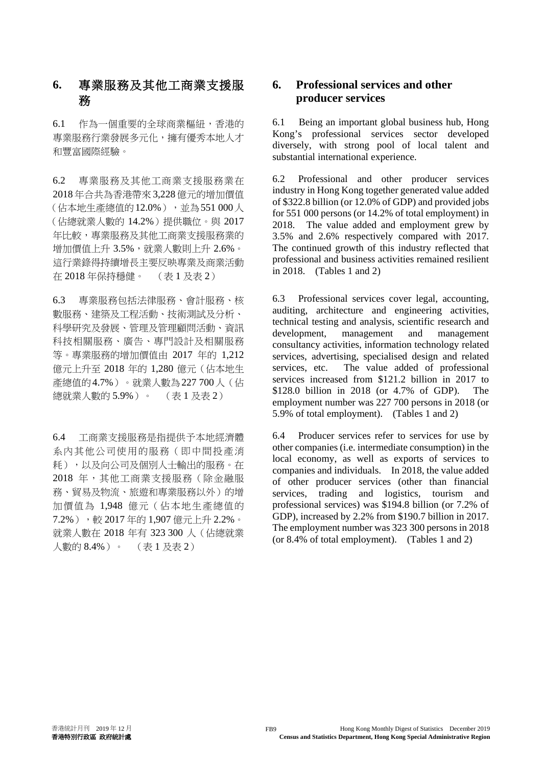## 6. 專業服務及其他工商業支援服務

6.1 作為一個重要的全球商業樞紐，香港的專業服務行業發展多元化，擁有優秀本地人才和豐富國際經驗。

6.2 專業服務及其他工商業支援服務業在2018年合共為香港帶來3,228億元的增加價值（佔本地生產總值的12.0%），並為551 000人（佔總就業人數的14.2%）提供職位。與2017年比較，專業服務及其他工商業支援服務業的增加價值上升3.5%，就業人數則上升2.6%。這行業錄得持續增長主要反映專業及商業活動在2018年保持穩健。（表1及表2）

6.3 專業服務包括法律服務、會計服務、核數服務、建築及工程活動、技術測試及分析、科學研究及發展、管理及管理顧問活動、資訊科技相關服務、廣告、專門設計及相關服務等。專業服務的增加價值由2017年的1,212億元上升至2018年的1,280億元（佔本地生產總值的4.7%）。就業人數為227 700人（佔總就業人數的5.9%）。（表1及表2）

6.4 工商業支援服務是指提供予本地經濟體系內其他公司使用的服務（即中間投產消耗），以及向公司及個別人士輸出的服務。在2018年，其他工商業支援服務（除金融服務、貿易及物流、旅遊和專業服務以外）的增加價值為1,948億元（佔本地生產總值的7.2%），較2017年的1,907億元上升2.2%。就業人數在2018年有323 300人（佔總就業人數的8.4%）。（表1及表2）

## 6. Professional services and other producer services

6.1 Being an important global business hub, Hong Kong's professional services sector developed diversely, with strong pool of local talent and substantial international experience.

6.2 Professional and other producer services industry in Hong Kong together generated value added of $322.8 billion (or 12.0% of GDP) and provided jobs for 551 000 persons (or 14.2% of total employment) in 2018. The value added and employment grew by 3.5% and 2.6% respectively compared with 2017. The continued growth of this industry reflected that professional and business activities remained resilient in 2018. (Tables 1 and 2)

6.3 Professional services cover legal, accounting, auditing, architecture and engineering activities, technical testing and analysis, scientific research and development, management and management consultancy activities, information technology related services, advertising, specialised design and related services, etc. The value added of professional services increased from $121.2 billion in 2017 to $128.0 billion in 2018 (or 4.7% of GDP). The employment number was 227 700 persons in 2018 (or 5.9% of total employment). (Tables 1 and 2)

6.4 Producer services refer to services for use by other companies (i.e. intermediate consumption) in the local economy, as well as exports of services to companies and individuals. In 2018, the value added of other producer services (other than financial services, trading and logistics, tourism and professional services) was $194.8 billion (or 7.2% of GDP), increased by 2.2% from $190.7 billion in 2017. The employment number was 323 300 persons in 2018 (or 8.4% of total employment). (Tables 1 and 2)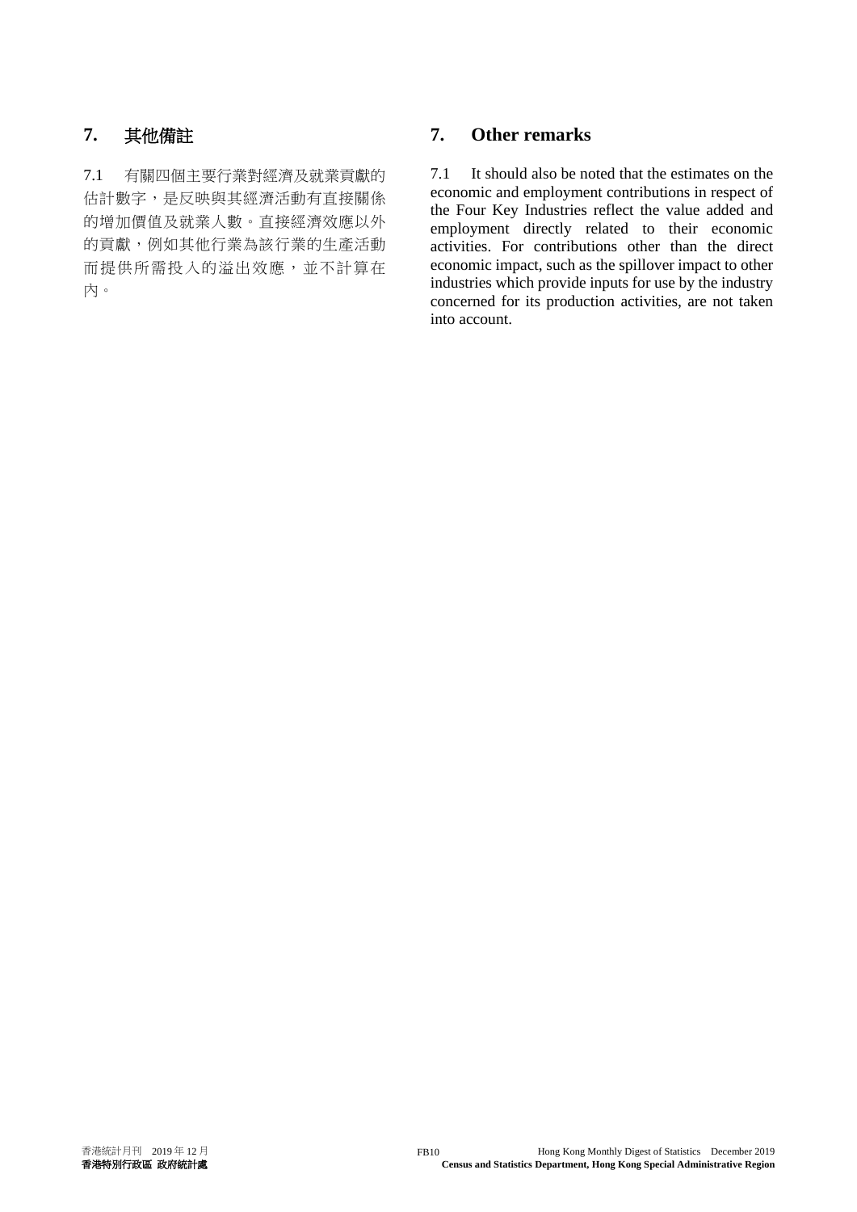## 7. 其他備註

7.1 有關四個主要行業對經濟及就業貢獻的估計數字，是反映與其經濟活動有直接關係的增加價值及就業人數。直接經濟效應以外的貢獻，例如其他行業為該行業的生產活動而提供所需投入的溢出效應，並不計算在內。

## 7. Other remarks

7.1 It should also be noted that the estimates on the economic and employment contributions in respect of the Four Key Industries reflect the value added and employment directly related to their economic activities. For contributions other than the direct economic impact, such as the spillover impact to other industries which provide inputs for use by the industry concerned for its production activities, are not taken into account.